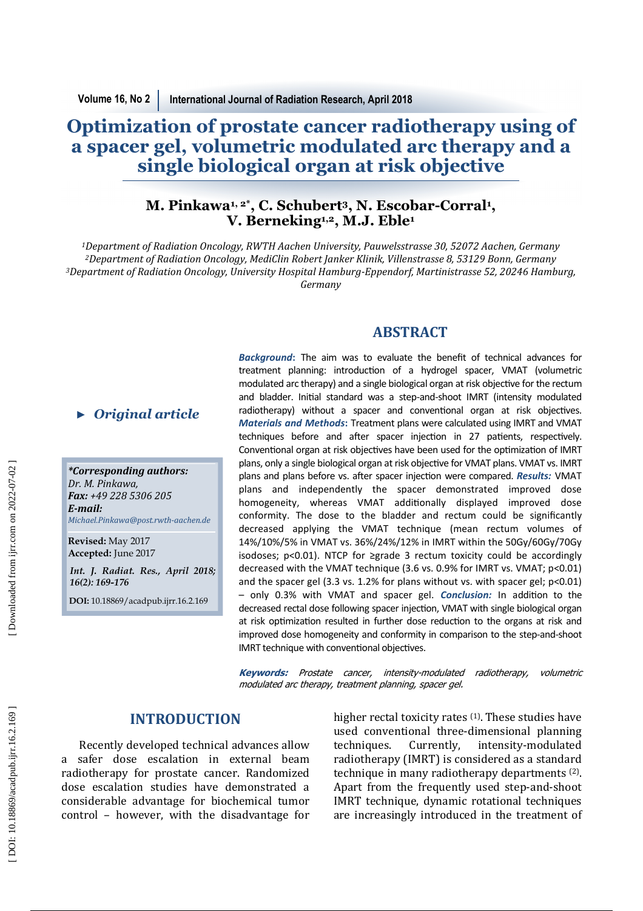# Optimization of prostate cancer radiotherapy using of a spacer gel, volumetric modulated arc therapy and a single biological organ at risk objective

**M. Pinkawa[1, 2*], C. Schubert[3], N. Escobar-Corral[1], V. Berneking[1,2], M.J. Eble[1]**

*[1]Department of Radiation Oncology, RWTH Aachen University, Pauwelsstrasse 30, 52072 Aachen, Germany*
*[2]Department of Radiation Oncology, MediClin Robert Janker Klinik, Villenstrasse 8, 53129 Bonn, Germany*
*[3]Department of Radiation Oncology, University Hospital Hamburg-Eppendorf, Martinistrasse 52, 20246 Hamburg, Germany*

► *Original article*

***Corresponding authors:***
*Dr. M. Pinkawa,*
***Fax:*** *+49 228 5306 205*
***E-mail:***
*Michael.Pinkawa@post.rwth-aachen.de*

**Revised:** May 2017
**Accepted:** June 2017

***Int. J. Radiat. Res., April 2018; 16(2): 169-176***

**DOI:** 10.18869/acadpub.ijrr.16.2.169

## ABSTRACT

***Background*:** The aim was to evaluate the benefit of technical advances for treatment planning: introduction of a hydrogel spacer, VMAT (volumetric modulated arc therapy) and a single biological organ at risk objective for the rectum and bladder. Initial standard was a step-and-shoot IMRT (intensity modulated radiotherapy) without a spacer and conventional organ at risk objectives. ***Materials and Methods*:** Treatment plans were calculated using IMRT and VMAT techniques before and after spacer injection in 27 patients, respectively. Conventional organ at risk objectives have been used for the optimization of IMRT plans, only a single biological organ at risk objective for VMAT plans. VMAT vs. IMRT plans and plans before vs. after spacer injection were compared. ***Results:*** VMAT plans and independently the spacer demonstrated improved dose homogeneity, whereas VMAT additionally displayed improved dose conformity. The dose to the bladder and rectum could be significantly decreased applying the VMAT technique (mean rectum volumes of 14%/10%/5% in VMAT vs. 36%/24%/12% in IMRT within the 50Gy/60Gy/70Gy isodoses; $p<0.01$). NTCP for ≥grade 3 rectum toxicity could be accordingly decreased with the VMAT technique (3.6 vs. 0.9% for IMRT vs. VMAT; $p<0.01$) and the spacer gel (3.3 vs. 1.2% for plans without vs. with spacer gel; $p<0.01$) – only 0.3% with VMAT and spacer gel. ***Conclusion:*** In addition to the decreased rectal dose following spacer injection, VMAT with single biological organ at risk optimization resulted in further dose reduction to the organs at risk and improved dose homogeneity and conformity in comparison to the step-and-shoot IMRT technique with conventional objectives.

***Keywords:*** *Prostate cancer, intensity-modulated radiotherapy, volumetric modulated arc therapy, treatment planning, spacer gel.*

## INTRODUCTION

Recently developed technical advances allow a safer dose escalation in external beam radiotherapy for prostate cancer. Randomized dose escalation studies have demonstrated a considerable advantage for biochemical tumor control – however, with the disadvantage for higher rectal toxicity rates [1]. These studies have used conventional three-dimensional planning techniques. Currently, intensity-modulated radiotherapy (IMRT) is considered as a standard technique in many radiotherapy departments [2]. Apart from the frequently used step-and-shoot IMRT technique, dynamic rotational techniques are increasingly introduced in the treatment of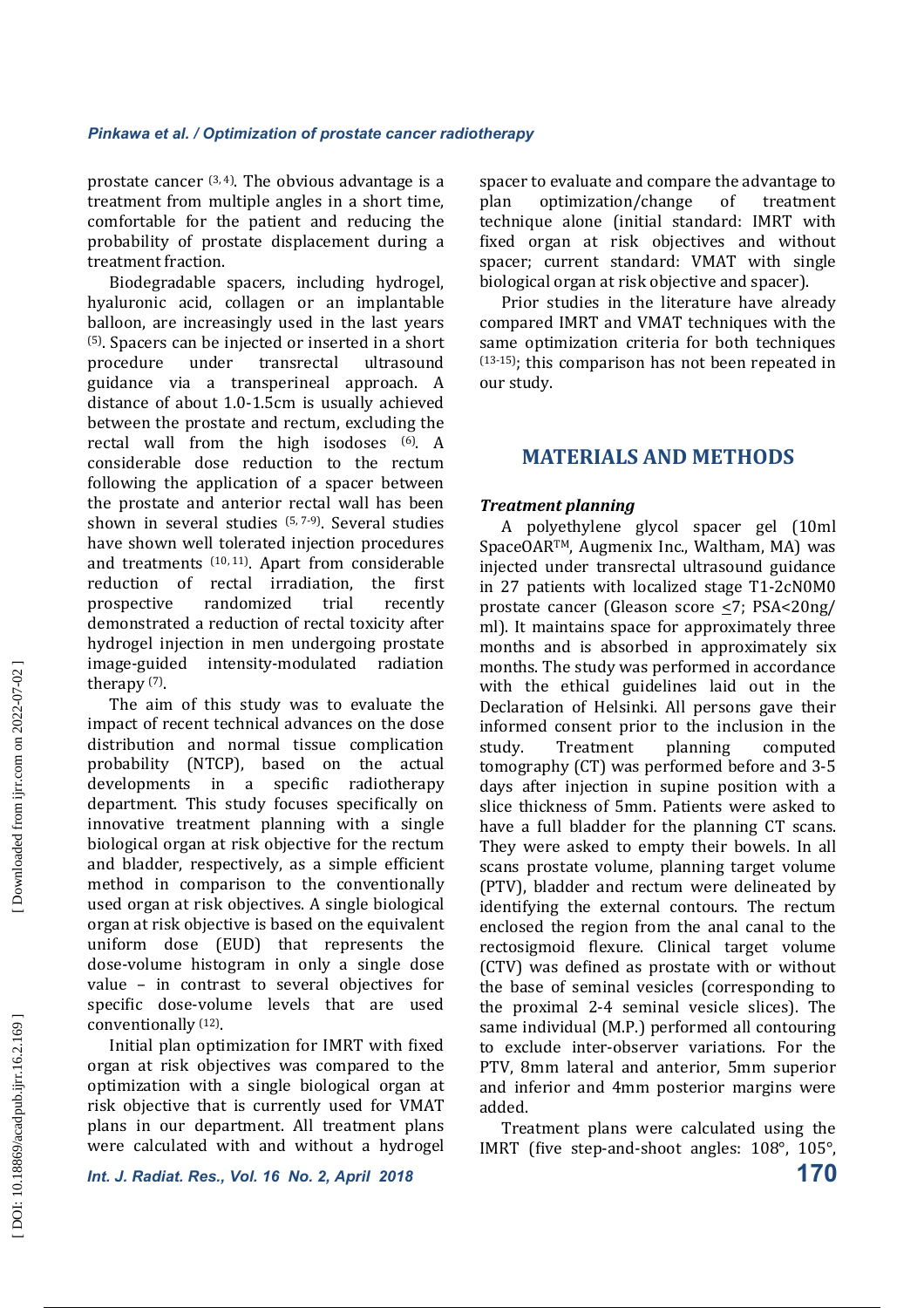prostate cancer [3, 4]. The obvious advantage is a treatment from multiple angles in a short time, comfortable for the patient and reducing the probability of prostate displacement during a treatment fraction.

Biodegradable spacers, including hydrogel, hyaluronic acid, collagen or an implantable balloon, are increasingly used in the last years [5]. Spacers can be injected or inserted in a short procedure under transrectal ultrasound guidance via a transperineal approach. A distance of about 1.0-1.5cm is usually achieved between the prostate and rectum, excluding the rectal wall from the high isodoses [6]. A considerable dose reduction to the rectum following the application of a spacer between the prostate and anterior rectal wall has been shown in several studies [5, 7-9]. Several studies have shown well tolerated injection procedures and treatments [10, 11]. Apart from considerable reduction of rectal irradiation, the first prospective randomized trial recently demonstrated a reduction of rectal toxicity after hydrogel injection in men undergoing prostate image-guided intensity-modulated radiation therapy [7].

The aim of this study was to evaluate the impact of recent technical advances on the dose distribution and normal tissue complication probability (NTCP), based on the actual developments in a specific radiotherapy department. This study focuses specifically on innovative treatment planning with a single biological organ at risk objective for the rectum and bladder, respectively, as a simple efficient method in comparison to the conventionally used organ at risk objectives. A single biological organ at risk objective is based on the equivalent uniform dose (EUD) that represents the dose-volume histogram in only a single dose value – in contrast to several objectives for specific dose-volume levels that are used conventionally [12].

Initial plan optimization for IMRT with fixed organ at risk objectives was compared to the optimization with a single biological organ at risk objective that is currently used for VMAT plans in our department. All treatment plans were calculated with and without a hydrogel spacer to evaluate and compare the advantage to plan optimization/change of treatment technique alone (initial standard: IMRT with fixed organ at risk objectives and without spacer; current standard: VMAT with single biological organ at risk objective and spacer).

Prior studies in the literature have already compared IMRT and VMAT techniques with the same optimization criteria for both techniques [13-15]; this comparison has not been repeated in our study.

## MATERIALS AND METHODS

### *Treatment planning*

A polyethylene glycol spacer gel (10ml SpaceOAR™, Augmenix Inc., Waltham, MA) was injected under transrectal ultrasound guidance in 27 patients with localized stage T1-2cN0M0 prostate cancer (Gleason score ≤7; PSA<20ng/ml). It maintains space for approximately three months and is absorbed in approximately six months. The study was performed in accordance with the ethical guidelines laid out in the Declaration of Helsinki. All persons gave their informed consent prior to the inclusion in the study. Treatment planning computed tomography (CT) was performed before and 3-5 days after injection in supine position with a slice thickness of 5mm. Patients were asked to have a full bladder for the planning CT scans. They were asked to empty their bowels. In all scans prostate volume, planning target volume (PTV), bladder and rectum were delineated by identifying the external contours. The rectum enclosed the region from the anal canal to the rectosigmoid flexure. Clinical target volume (CTV) was defined as prostate with or without the base of seminal vesicles (corresponding to the proximal 2-4 seminal vesicle slices). The same individual (M.P.) performed all contouring to exclude inter-observer variations. For the PTV, 8mm lateral and anterior, 5mm superior and inferior and 4mm posterior margins were added.

Treatment plans were calculated using the IMRT (five step-and-shoot angles: 108°, 105°,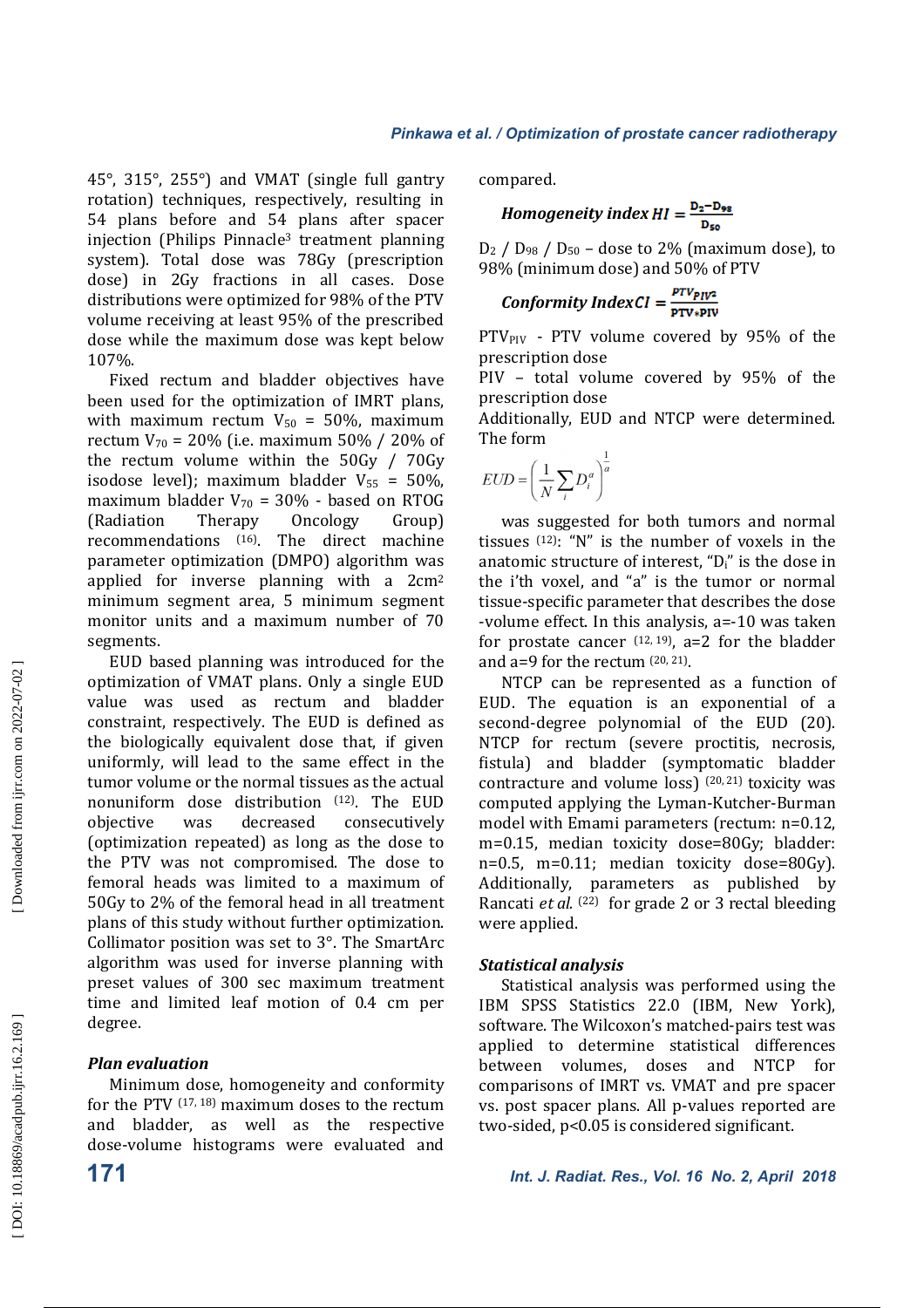45°, 315°, 255°) and VMAT (single full gantry rotation) techniques, respectively, resulting in 54 plans before and 54 plans after spacer injection (Philips Pinnacle[3] treatment planning system). Total dose was 78Gy (prescription dose) in 2Gy fractions in all cases. Dose distributions were optimized for 98% of the PTV volume receiving at least 95% of the prescribed dose while the maximum dose was kept below 107%.

Fixed rectum and bladder objectives have been used for the optimization of IMRT plans, with maximum rectum $V_{50}$ = 50%, maximum rectum $V_{70}$ = 20% (i.e. maximum 50% / 20% of the rectum volume within the 50Gy / 70Gy isodose level); maximum bladder $V_{55}$ = 50%, maximum bladder $V_{70}$ = 30% - based on RTOG (Radiation Therapy Oncology Group) recommendations [16]. The direct machine parameter optimization (DMPO) algorithm was applied for inverse planning with a $2cm^2$ minimum segment area, 5 minimum segment monitor units and a maximum number of 70 segments.

EUD based planning was introduced for the optimization of VMAT plans. Only a single EUD value was used as rectum and bladder constraint, respectively. The EUD is defined as the biologically equivalent dose that, if given uniformly, will lead to the same effect in the tumor volume or the normal tissues as the actual nonuniform dose distribution [12]. The EUD objective was decreased consecutively (optimization repeated) as long as the dose to the PTV was not compromised. The dose to femoral heads was limited to a maximum of 50Gy to 2% of the femoral head in all treatment plans of this study without further optimization. Collimator position was set to 3°. The SmartArc algorithm was used for inverse planning with preset values of 300 sec maximum treatment time and limited leaf motion of 0.4 cm per degree.

### *Plan evaluation*

Minimum dose, homogeneity and conformity for the PTV [17, 18] maximum doses to the rectum and bladder, as well as the respective dose-volume histograms were evaluated and compared.

***Homogeneity index*** $HI = \frac{D_2 - D_{98}}{D_{50}}$

$D_2$ / $D_{98}$ / $D_{50}$ – dose to 2% (maximum dose), to 98% (minimum dose) and 50% of PTV

***Conformity Index*** $CI = \frac{PTV_{PIV^2}}{PTV * PIV}$

$PTV_{PIV}$ - PTV volume covered by 95% of the prescription dose

PIV – total volume covered by 95% of the prescription dose

Additionally, EUD and NTCP were determined. The form

$$EUD = \left( \frac{1}{N} \sum_i D_i^a \right)^{\frac{1}{a}}$$

was suggested for both tumors and normal tissues [12]: "N" is the number of voxels in the anatomic structure of interest, "$D_i$" is the dose in the i'th voxel, and "a" is the tumor or normal tissue-specific parameter that describes the dose -volume effect. In this analysis, a=-10 was taken for prostate cancer [12, 19], a=2 for the bladder and a=9 for the rectum [20, 21].

NTCP can be represented as a function of EUD. The equation is an exponential of a second-degree polynomial of the EUD (20). NTCP for rectum (severe proctitis, necrosis, fistula) and bladder (symptomatic bladder contracture and volume loss) [20, 21] toxicity was computed applying the Lyman-Kutcher-Burman model with Emami parameters (rectum: n=0.12, m=0.15, median toxicity dose=80Gy; bladder: n=0.5, m=0.11; median toxicity dose=80Gy). Additionally, parameters as published by Rancati *et al.* [22] for grade 2 or 3 rectal bleeding were applied.

### *Statistical analysis*

Statistical analysis was performed using the IBM SPSS Statistics 22.0 (IBM, New York), software. The Wilcoxon's matched-pairs test was applied to determine statistical differences between volumes, doses and NTCP for comparisons of IMRT vs. VMAT and pre spacer vs. post spacer plans. All p-values reported are two-sided, $p<0.05$ is considered significant.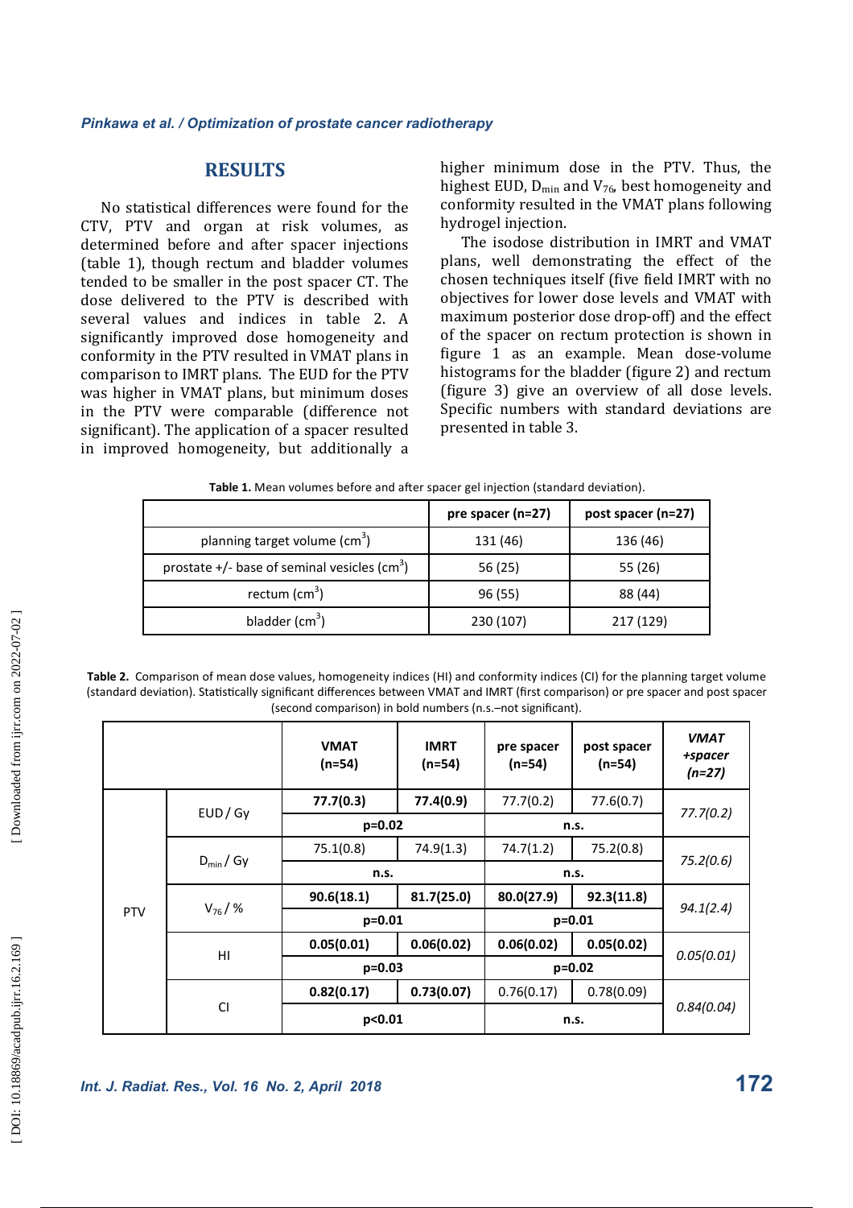## RESULTS

No statistical differences were found for the CTV, PTV and organ at risk volumes, as determined before and after spacer injections (table 1), though rectum and bladder volumes tended to be smaller in the post spacer CT. The dose delivered to the PTV is described with several values and indices in table 2. A significantly improved dose homogeneity and conformity in the PTV resulted in VMAT plans in comparison to IMRT plans. The EUD for the PTV was higher in VMAT plans, but minimum doses in the PTV were comparable (difference not significant). The application of a spacer resulted in improved homogeneity, but additionally a higher minimum dose in the PTV. Thus, the highest EUD, $D_{min}$ and $V_{76}$, best homogeneity and conformity resulted in the VMAT plans following hydrogel injection.

The isodose distribution in IMRT and VMAT plans, well demonstrating the effect of the chosen techniques itself (five field IMRT with no objectives for lower dose levels and VMAT with maximum posterior dose drop-off) and the effect of the spacer on rectum protection is shown in figure 1 as an example. Mean dose-volume histograms for the bladder (figure 2) and rectum (figure 3) give an overview of all dose levels. Specific numbers with standard deviations are presented in table 3.

**Table 1.** Mean volumes before and after spacer gel injection (standard deviation).

| | pre spacer (n=27) | post spacer (n=27) |
|---|---|---|
| planning target volume ($cm^3$) | 131 (46) | 136 (46) |
| prostate +/- base of seminal vesicles ($cm^3$) | 56 (25) | 55 (26) |
| rectum ($cm^3$) | 96 (55) | 88 (44) |
| bladder ($cm^3$) | 230 (107) | 217 (129) |

**Table 2.** Comparison of mean dose values, homogeneity indices (HI) and conformity indices (CI) for the planning target volume (standard deviation). Statistically significant differences between VMAT and IMRT (first comparison) or pre spacer and post spacer (second comparison) in bold numbers (n.s.–not significant).

| | | VMAT (n=54) | IMRT (n=54) | pre spacer (n=54) | post spacer (n=54) | *VMAT +spacer (n=27)* |
|---|---|---|---|---|---|---|
| PTV | EUD / Gy | **77.7(0.3)** | **77.4(0.9)** | 77.7(0.2) | 77.6(0.7) | *77.7(0.2)* |
| | | **p=0.02** | | n.s. | | |
| | $D_{min}$ / Gy | 75.1(0.8) | 74.9(1.3) | 74.7(1.2) | 75.2(0.8) | *75.2(0.6)* |
| | | n.s. | | n.s. | | |
| | $V_{76}$ / % | **90.6(18.1)** | **81.7(25.0)** | **80.0(27.9)** | **92.3(11.8)** | *94.1(2.4)* |
| | | **p=0.01** | | **p=0.01** | | |
| | HI | **0.05(0.01)** | **0.06(0.02)** | **0.06(0.02)** | **0.05(0.02)** | *0.05(0.01)* |
| | | **p=0.03** | | **p=0.02** | | |
| | CI | **0.82(0.17)** | **0.73(0.07)** | 0.76(0.17) | 0.78(0.09) | *0.84(0.04)* |
| | | **p<0.01** | | n.s. | | |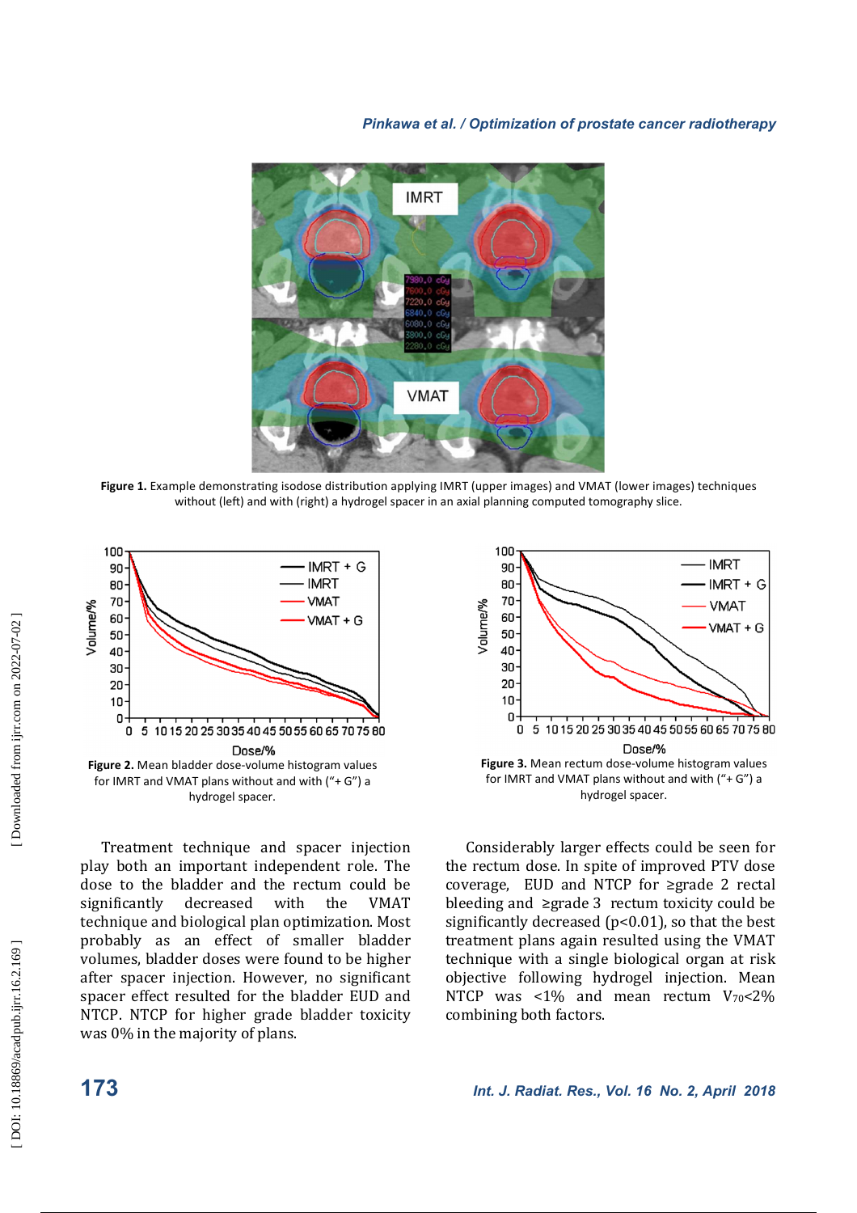**Figure 1.** Example demonstrating isodose distribution applying IMRT (upper images) and VMAT (lower images) techniques without (left) and with (right) a hydrogel spacer in an axial planning computed tomography slice.

**Figure 2.** Mean bladder dose-volume histogram values for IMRT and VMAT plans without and with ("+ G") a hydrogel spacer.

**Figure 3.** Mean rectum dose-volume histogram values for IMRT and VMAT plans without and with ("+ G") a hydrogel spacer.

Treatment technique and spacer injection play both an important independent role. The dose to the bladder and the rectum could be significantly decreased with the VMAT technique and biological plan optimization. Most probably as an effect of smaller bladder volumes, bladder doses were found to be higher after spacer injection. However, no significant spacer effect resulted for the bladder EUD and NTCP. NTCP for higher grade bladder toxicity was 0% in the majority of plans.

Considerably larger effects could be seen for the rectum dose. In spite of improved PTV dose coverage, EUD and NTCP for ≥grade 2 rectal bleeding and ≥grade 3 rectum toxicity could be significantly decreased ($p<0.01$), so that the best treatment plans again resulted using the VMAT technique with a single biological organ at risk objective following hydrogel injection. Mean NTCP was <1% and mean rectum $V_{70}$<2% combining both factors.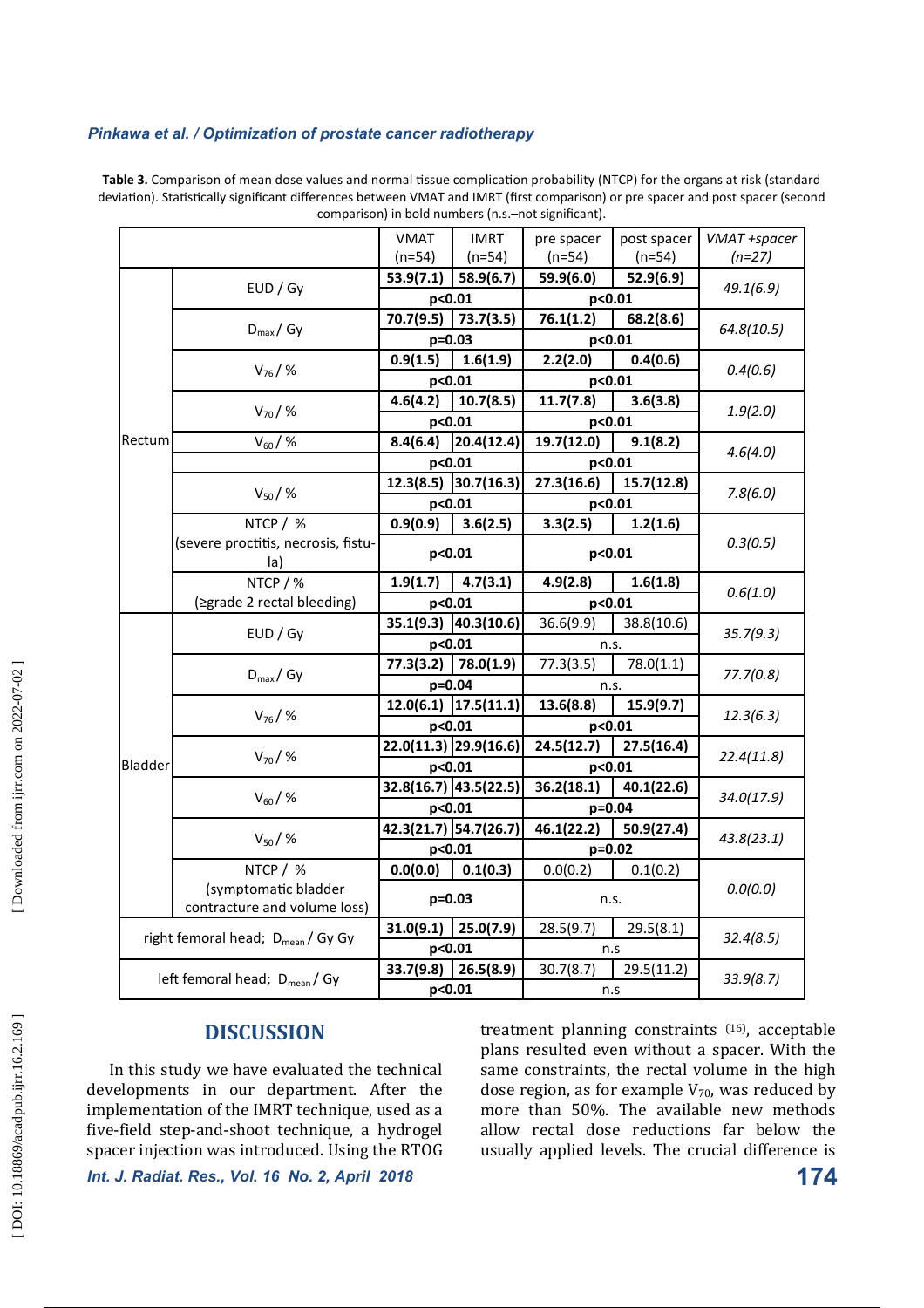**Table 3.** Comparison of mean dose values and normal tissue complication probability (NTCP) for the organs at risk (standard deviation). Statistically significant differences between VMAT and IMRT (first comparison) or pre spacer and post spacer (second comparison) in bold numbers (n.s.–not significant).

| | | VMAT (n=54) | IMRT (n=54) | pre spacer (n=54) | post spacer (n=54) | *VMAT +spacer (n=27)* |
|---|---|---|---|---|---|---|
| Rectum | EUD / Gy | **53.9(7.1)** | **58.9(6.7)** | **59.9(6.0)** | **52.9(6.9)** | *49.1(6.9)* |
| | | **p<0.01** | | **p<0.01** | | |
| | $D_{max}$ / Gy | **70.7(9.5)** | **73.7(3.5)** | **76.1(1.2)** | **68.2(8.6)** | *64.8(10.5)* |
| | | **p=0.03** | | **p<0.01** | | |
| | $V_{76}$ / % | **0.9(1.5)** | **1.6(1.9)** | **2.2(2.0)** | **0.4(0.6)** | *0.4(0.6)* |
| | | **p<0.01** | | **p<0.01** | | |
| | $V_{70}$ / % | **4.6(4.2)** | **10.7(8.5)** | **11.7(7.8)** | **3.6(3.8)** | *1.9(2.0)* |
| | | **p<0.01** | | **p<0.01** | | |
| | $V_{60}$ / % | **8.4(6.4)** | **20.4(12.4)** | **19.7(12.0)** | **9.1(8.2)** | *4.6(4.0)* |
| | | **p<0.01** | | **p<0.01** | | |
| | $V_{50}$ / % | **12.3(8.5)** | **30.7(16.3)** | **27.3(16.6)** | **15.7(12.8)** | *7.8(6.0)* |
| | | **p<0.01** | | **p<0.01** | | |
| | NTCP / % (severe proctitis, necrosis, fistula) | **0.9(0.9)** | **3.6(2.5)** | **3.3(2.5)** | **1.2(1.6)** | *0.3(0.5)* |
| | | **p<0.01** | | **p<0.01** | | |
| | NTCP / % (≥grade 2 rectal bleeding) | **1.9(1.7)** | **4.7(3.1)** | **4.9(2.8)** | **1.6(1.8)** | *0.6(1.0)* |
| | | **p<0.01** | | **p<0.01** | | |
| Bladder | EUD / Gy | **35.1(9.3)** | **40.3(10.6)** | 36.6(9.9) | 38.8(10.6) | *35.7(9.3)* |
| | | **p<0.01** | | n.s. | | |
| | $D_{max}$ / Gy | **77.3(3.2)** | **78.0(1.9)** | 77.3(3.5) | 78.0(1.1) | *77.7(0.8)* |
| | | **p=0.04** | | n.s. | | |
| | $V_{76}$ / % | **12.0(6.1)** | **17.5(11.1)** | **13.6(8.8)** | **15.9(9.7)** | *12.3(6.3)* |
| | | **p<0.01** | | **p<0.01** | | |
| | $V_{70}$ / % | **22.0(11.3)** | **29.9(16.6)** | **24.5(12.7)** | **27.5(16.4)** | *22.4(11.8)* |
| | | **p<0.01** | | **p<0.01** | | |
| | $V_{60}$ / % | **32.8(16.7)** | **43.5(22.5)** | **36.2(18.1)** | **40.1(22.6)** | *34.0(17.9)* |
| | | **p<0.01** | | **p=0.04** | | |
| | $V_{50}$ / % | **42.3(21.7)** | **54.7(26.7)** | **46.1(22.2)** | **50.9(27.4)** | *43.8(23.1)* |
| | | **p<0.01** | | **p=0.02** | | |
| | NTCP / % (symptomatic bladder contracture and volume loss) | **0.0(0.0)** | **0.1(0.3)** | 0.0(0.2) | 0.1(0.2) | *0.0(0.0)* |
| | | **p=0.03** | | n.s. | | |
| right femoral head; $D_{mean}$ / Gy Gy | | **31.0(9.1)** | **25.0(7.9)** | 28.5(9.7) | 29.5(8.1) | *32.4(8.5)* |
| | | **p<0.01** | | n.s | | |
| left femoral head; $D_{mean}$ / Gy | | **33.7(9.8)** | **26.5(8.9)** | 30.7(8.7) | 29.5(11.2) | *33.9(8.7)* |
| | | **p<0.01** | | n.s | | |

## DISCUSSION

In this study we have evaluated the technical developments in our department. After the implementation of the IMRT technique, used as a five-field step-and-shoot technique, a hydrogel spacer injection was introduced. Using the RTOG treatment planning constraints [16], acceptable plans resulted even without a spacer. With the same constraints, the rectal volume in the high dose region, as for example $V_{70}$, was reduced by more than 50%. The available new methods allow rectal dose reductions far below the usually applied levels. The crucial difference is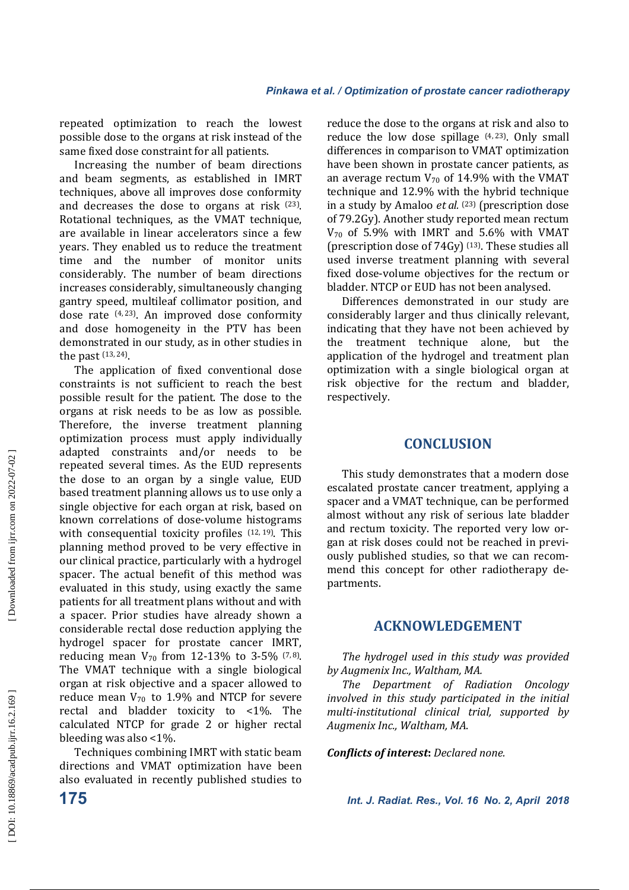repeated optimization to reach the lowest possible dose to the organs at risk instead of the same fixed dose constraint for all patients.

Increasing the number of beam directions and beam segments, as established in IMRT techniques, above all improves dose conformity and decreases the dose to organs at risk [23]. Rotational techniques, as the VMAT technique, are available in linear accelerators since a few years. They enabled us to reduce the treatment time and the number of monitor units considerably. The number of beam directions increases considerably, simultaneously changing gantry speed, multileaf collimator position, and dose rate [4, 23]. An improved dose conformity and dose homogeneity in the PTV has been demonstrated in our study, as in other studies in the past [13, 24].

The application of fixed conventional dose constraints is not sufficient to reach the best possible result for the patient. The dose to the organs at risk needs to be as low as possible. Therefore, the inverse treatment planning optimization process must apply individually adapted constraints and/or needs to be repeated several times. As the EUD represents the dose to an organ by a single value, EUD based treatment planning allows us to use only a single objective for each organ at risk, based on known correlations of dose-volume histograms with consequential toxicity profiles [12, 19]. This planning method proved to be very effective in our clinical practice, particularly with a hydrogel spacer. The actual benefit of this method was evaluated in this study, using exactly the same patients for all treatment plans without and with a spacer. Prior studies have already shown a considerable rectal dose reduction applying the hydrogel spacer for prostate cancer IMRT, reducing mean $V_{70}$ from 12-13% to 3-5% [7, 8]. The VMAT technique with a single biological organ at risk objective and a spacer allowed to reduce mean $V_{70}$ to 1.9% and NTCP for severe rectal and bladder toxicity to <1%. The calculated NTCP for grade 2 or higher rectal bleeding was also <1%.

Techniques combining IMRT with static beam directions and VMAT optimization have been also evaluated in recently published studies to reduce the dose to the organs at risk and also to reduce the low dose spillage [4, 23]. Only small differences in comparison to VMAT optimization have been shown in prostate cancer patients, as an average rectum $V_{70}$ of 14.9% with the VMAT technique and 12.9% with the hybrid technique in a study by Amaloo *et al.* [23] (prescription dose of 79.2Gy). Another study reported mean rectum $V_{70}$ of 5.9% with IMRT and 5.6% with VMAT (prescription dose of 74Gy) [13]. These studies all used inverse treatment planning with several fixed dose-volume objectives for the rectum or bladder. NTCP or EUD has not been analysed.

Differences demonstrated in our study are considerably larger and thus clinically relevant, indicating that they have not been achieved by the treatment technique alone, but the application of the hydrogel and treatment plan optimization with a single biological organ at risk objective for the rectum and bladder, respectively.

## CONCLUSION

This study demonstrates that a modern dose escalated prostate cancer treatment, applying a spacer and a VMAT technique, can be performed almost without any risk of serious late bladder and rectum toxicity. The reported very low organ at risk doses could not be reached in previously published studies, so that we can recommend this concept for other radiotherapy departments.

## ACKNOWLEDGEMENT

*The hydrogel used in this study was provided by Augmenix Inc., Waltham, MA.*

*The Department of Radiation Oncology involved in this study participated in the initial multi-institutional clinical trial, supported by Augmenix Inc., Waltham, MA.*

***Conflicts of interest:*** *Declared none.*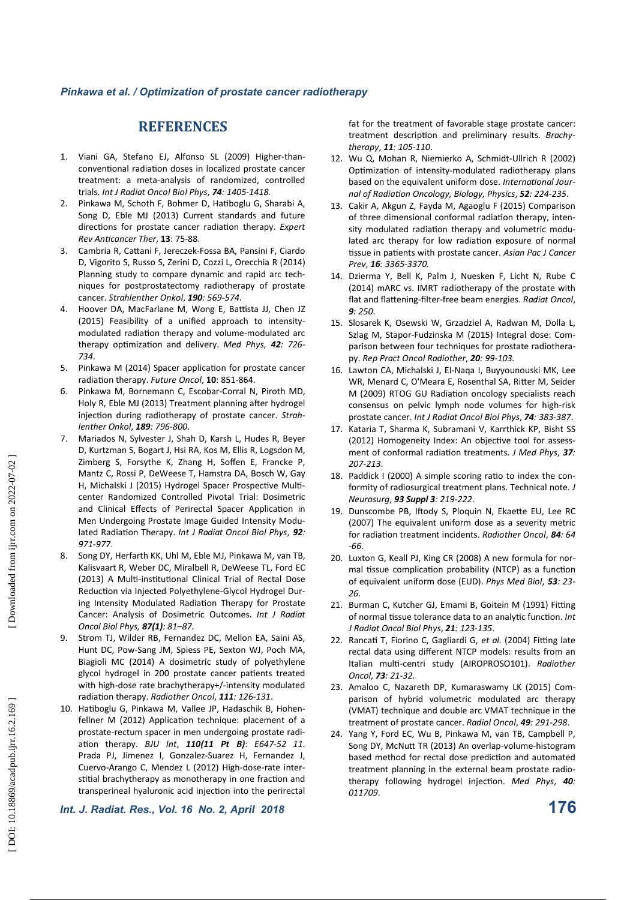## REFERENCES

1. Viani GA, Stefano EJ, Alfonso SL (2009) Higher-than-conventional radiation doses in localized prostate cancer treatment: a meta-analysis of randomized, controlled trials. *Int J Radiat Oncol Biol Phys*, ***74****: 1405-1418.*
2. Pinkawa M, Schoth F, Bohmer D, Hatiboglu G, Sharabi A, Song D, Eble MJ (2013) Current standards and future directions for prostate cancer radiation therapy. *Expert Rev Anticancer Ther*, **13**: 75-88.
3. Cambria R, Cattani F, Jereczek-Fossa BA, Pansini F, Ciardo D, Vigorito S, Russo S, Zerini D, Cozzi L, Orecchia R (2014) Planning study to compare dynamic and rapid arc techniques for postprostatectomy radiotherapy of prostate cancer. *Strahlenther Onkol*, ***190****: 569-574*.
4. Hoover DA, MacFarlane M, Wong E, Battista JJ, Chen JZ (2015) Feasibility of a unified approach to intensity-modulated radiation therapy and volume-modulated arc therapy optimization and delivery. *Med Phys*, ***42****: 726-734.*
5. Pinkawa M (2014) Spacer application for prostate cancer radiation therapy. *Future Oncol*, **10**: 851-864.
6. Pinkawa M, Bornemann C, Escobar-Corral N, Piroth MD, Holy R, Eble MJ (2013) Treatment planning after hydrogel injection during radiotherapy of prostate cancer. *Strahlenther Onkol*, ***189****: 796-800*.
7. Mariados N, Sylvester J, Shah D, Karsh L, Hudes R, Beyer D, Kurtzman S, Bogart J, Hsi RA, Kos M, Ellis R, Logsdon M, Zimberg S, Forsythe K, Zhang H, Soffen E, Francke P, Mantz C, Rossi P, DeWeese T, Hamstra DA, Bosch W, Gay H, Michalski J (2015) Hydrogel Spacer Prospective Multicenter Randomized Controlled Pivotal Trial: Dosimetric and Clinical Effects of Perirectal Spacer Application in Men Undergoing Prostate Image Guided Intensity Modulated Radiation Therapy. *Int J Radiat Oncol Biol Phys*, ***92****: 971-977*.
8. Song DY, Herfarth KK, Uhl M, Eble MJ, Pinkawa M, van TB, Kalisvaart R, Weber DC, Miralbell R, DeWeese TL, Ford EC (2013) A Multi-institutional Clinical Trial of Rectal Dose Reduction via Injected Polyethylene-Glycol Hydrogel During Intensity Modulated Radiation Therapy for Prostate Cancer: Analysis of Dosimetric Outcomes. *Int J Radiat Oncol Biol Phys,* ***87(1)****: 81–87.*
9. Strom TJ, Wilder RB, Fernandez DC, Mellon EA, Saini AS, Hunt DC, Pow-Sang JM, Spiess PE, Sexton WJ, Poch MA, Biagioli MC (2014) A dosimetric study of polyethylene glycol hydrogel in 200 prostate cancer patients treated with high-dose rate brachytherapy+/-intensity modulated radiation therapy. *Radiother Oncol*, ***111****: 126-131*.
10. Hatiboglu G, Pinkawa M, Vallee JP, Hadaschik B, Hohenfellner M (2012) Application technique: placement of a prostate-rectum spacer in men undergoing prostate radiation therapy. *BJU Int*, ***110(11 Pt B)***: *E647-52 11*. Prada PJ, Jimenez I, Gonzalez-Suarez H, Fernandez J, Cuervo-Arango C, Mendez L (2012) High-dose-rate interstitial brachytherapy as monotherapy in one fraction and transperineal hyaluronic acid injection into the perirectal fat for the treatment of favorable stage prostate cancer: treatment description and preliminary results. *Brachytherapy*, ***11****: 105-110*.
12. Wu Q, Mohan R, Niemierko A, Schmidt-Ullrich R (2002) Optimization of intensity-modulated radiotherapy plans based on the equivalent uniform dose. *International Journal of Radiation Oncology, Biology, Physics*, ***52****: 224-235*.
13. Cakir A, Akgun Z, Fayda M, Agaoglu F (2015) Comparison of three dimensional conformal radiation therapy, intensity modulated radiation therapy and volumetric modulated arc therapy for low radiation exposure of normal tissue in patients with prostate cancer. *Asian Pac J Cancer Prev*, ***16****: 3365-3370.*
14. Dzierma Y, Bell K, Palm J, Nuesken F, Licht N, Rube C (2014) mARC vs. IMRT radiotherapy of the prostate with flat and flattening-filter-free beam energies. *Radiat Oncol*, ***9****: 250*.
15. Slosarek K, Osewski W, Grzadziel A, Radwan M, Dolla L, Szlag M, Stapor-Fudzinska M (2015) Integral dose: Comparison between four techniques for prostate radiotherapy. *Rep Pract Oncol Radiother*, ***20****: 99-103.*
16. Lawton CA, Michalski J, El-Naqa I, Buyyounouski MK, Lee WR, Menard C, O'Meara E, Rosenthal SA, Ritter M, Seider M (2009) RTOG GU Radiation oncology specialists reach consensus on pelvic lymph node volumes for high-risk prostate cancer. *Int J Radiat Oncol Biol Phys*, ***74****: 383-387*.
17. Kataria T, Sharma K, Subramani V, Karrthick KP, Bisht SS (2012) Homogeneity Index: An objective tool for assessment of conformal radiation treatments. *J Med Phys*, ***37****: 207-213*.
18. Paddick I (2000) A simple scoring ratio to index the conformity of radiosurgical treatment plans. Technical note. *J Neurosurg*, ***93 Suppl 3****: 219-222*.
19. Dunscombe PB, Iftody S, Ploquin N, Ekaette EU, Lee RC (2007) The equivalent uniform dose as a severity metric for radiation treatment incidents. *Radiother Oncol*, ***84****: 64-66*.
20. Luxton G, Keall PJ, King CR (2008) A new formula for normal tissue complication probability (NTCP) as a function of equivalent uniform dose (EUD). *Phys Med Biol*, ***53****: 23-26*.
21. Burman C, Kutcher GJ, Emami B, Goitein M (1991) Fitting of normal tissue tolerance data to an analytic function. *Int J Radiat Oncol Biol Phys*, ***21****: 123-135*.
22. Rancati T, Fiorino C, Gagliardi G, *et al.* (2004) Fitting late rectal data using different NTCP models: results from an Italian multi-centri study (AIROPROSO101). *Radiother Oncol*, ***73****: 21-32*.
23. Amaloo C, Nazareth DP, Kumaraswamy LK (2015) Comparison of hybrid volumetric modulated arc therapy (VMAT) technique and double arc VMAT technique in the treatment of prostate cancer. *Radiol Oncol*, ***49****: 291-298*.
24. Yang Y, Ford EC, Wu B, Pinkawa M, van TB, Campbell P, Song DY, McNutt TR (2013) An overlap-volume-histogram based method for rectal dose prediction and automated treatment planning in the external beam prostate radiotherapy following hydrogel injection. *Med Phys*, ***40****: 011709*.